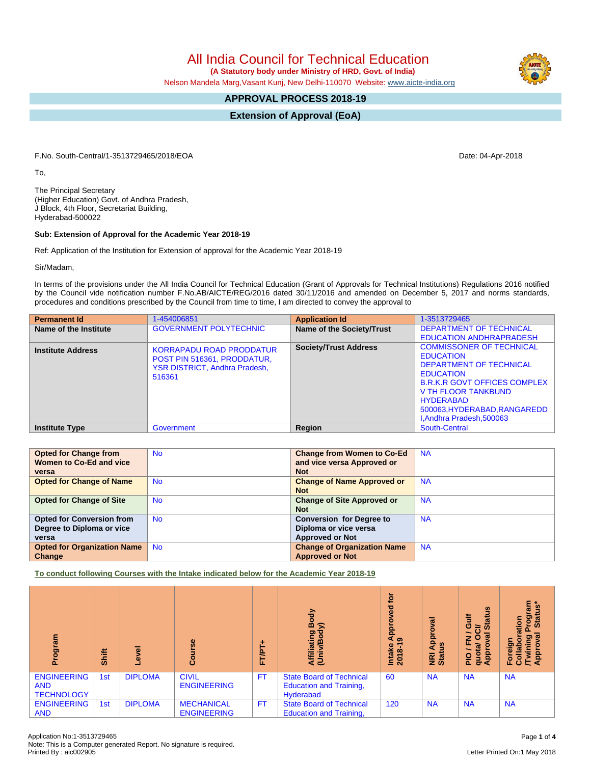# All India Council for Technical Education

**(A Statutory body under Ministry of HRD, Govt. of India)**

Nelson Mandela Marg,Vasant Kunj, New Delhi-110070 Website: www.aicte-india.org

## APPROVAL PROCESS 2018-19

## Extension of Approval (EoA)

F.No. South-Central/1-3513729465/2018/EOA

Date: 04-Apr-2018

To,

The Principal Secretary
(Higher Education) Govt. of Andhra Pradesh,
J Block, 4th Floor, Secretariat Building,
Hyderabad-500022

**Sub: Extension of Approval for the Academic Year 2018-19**

Ref: Application of the Institution for Extension of approval for the Academic Year 2018-19

Sir/Madam,

In terms of the provisions under the All India Council for Technical Education (Grant of Approvals for Technical Institutions) Regulations 2016 notified by the Council vide notification number F.No.AB/AICTE/REG/2016 dated 30/11/2016 and amended on December 5, 2017 and norms standards, procedures and conditions prescribed by the Council from time to time, I am directed to convey the approval to

| **Permanent Id** | 1-454006851 | **Application Id** | 1-3513729465 |
|---|---|---|---|
| **Name of the Institute** | GOVERNMENT POLYTECHNIC | **Name of the Society/Trust** | DEPARTMENT OF TECHNICAL EDUCATION ANDHRAPRADESH |
| **Institute Address** | KORRAPADU ROAD PRODDATUR POST PIN 516361, PRODDATUR, YSR DISTRICT, Andhra Pradesh, 516361 | **Society/Trust Address** | COMMISSONER OF TECHNICAL EDUCATION DEPARTMENT OF TECHNICAL EDUCATION B.R.K.R GOVT OFFICES COMPLEX V TH FLOOR TANKBUND HYDERABAD 500063,HYDERABAD,RANGAREDDI,Andhra Pradesh,500063 |
| **Institute Type** | Government | **Region** | South-Central |

| **Opted for Change from Women to Co-Ed and vice versa** | No | **Change from Women to Co-Ed and vice versa Approved or Not** | NA |
|---|---|---|---|
| **Opted for Change of Name** | No | **Change of Name Approved or Not** | NA |
| **Opted for Change of Site** | No | **Change of Site Approved or Not** | NA |
| **Opted for Conversion from Degree to Diploma or vice versa** | No | **Conversion for Degree to Diploma or vice versa Approved or Not** | NA |
| **Opted for Organization Name Change** | No | **Change of Organization Name Approved or Not** | NA |

**To conduct following Courses with the Intake indicated below for the Academic Year 2018-19**

| Program | Shift | Level | Course | FT/PT+ | Affiliating Body (Univ/Body) | Intake Approved for 2018-19 | NRI Approval Status | PIO / FN / Gulf quota/ OCI/ Approval Status | Foreign Collaboration /Twining Program Approval Status* |
|---|---|---|---|---|---|---|---|---|---|
| ENGINEERING AND TECHNOLOGY | 1st | DIPLOMA | CIVIL ENGINEERING | FT | State Board of Technical Education and Training, Hyderabad | 60 | NA | NA | NA |
| ENGINEERING AND | 1st | DIPLOMA | MECHANICAL ENGINEERING | FT | State Board of Technical Education and Training, | 120 | NA | NA | NA |

Application No:1-3513729465
Note: This is a Computer generated Report. No signature is required.
Printed By : aic002905

Letter Printed On:1 May 2018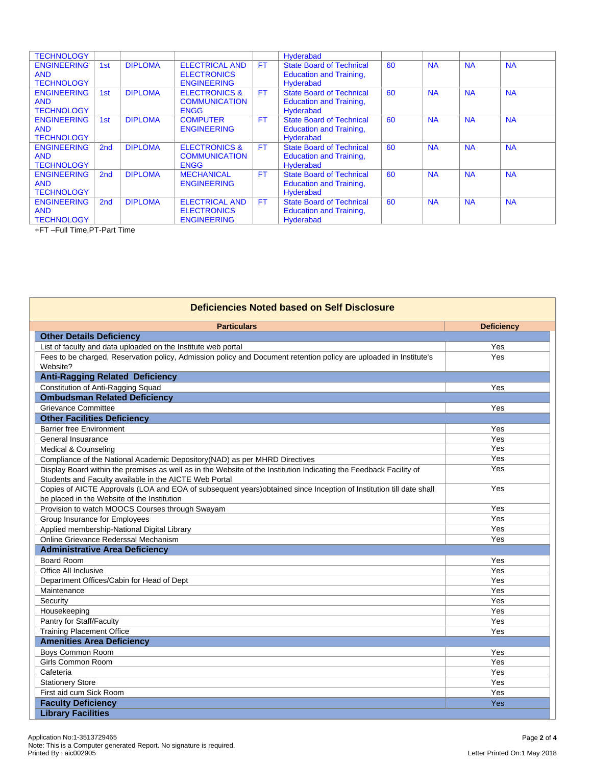| TECHNOLOGY | | | | | Hyderabad | | | | |
|---|---|---|---|---|---|---|---|---|---|
| ENGINEERING AND TECHNOLOGY | 1st | DIPLOMA | ELECTRICAL AND ELECTRONICS ENGINEERING | FT | State Board of Technical Education and Training, Hyderabad | 60 | NA | NA | NA |
| ENGINEERING AND TECHNOLOGY | 1st | DIPLOMA | ELECTRONICS & COMMUNICATION ENGG | FT | State Board of Technical Education and Training, Hyderabad | 60 | NA | NA | NA |
| ENGINEERING AND TECHNOLOGY | 1st | DIPLOMA | COMPUTER ENGINEERING | FT | State Board of Technical Education and Training, Hyderabad | 60 | NA | NA | NA |
| ENGINEERING AND TECHNOLOGY | 2nd | DIPLOMA | ELECTRONICS & COMMUNICATION ENGG | FT | State Board of Technical Education and Training, Hyderabad | 60 | NA | NA | NA |
| ENGINEERING AND TECHNOLOGY | 2nd | DIPLOMA | MECHANICAL ENGINEERING | FT | State Board of Technical Education and Training, Hyderabad | 60 | NA | NA | NA |
| ENGINEERING AND TECHNOLOGY | 2nd | DIPLOMA | ELECTRICAL AND ELECTRONICS ENGINEERING | FT | State Board of Technical Education and Training, Hyderabad | 60 | NA | NA | NA |

+FT –Full Time,PT-Part Time

## Deficiencies Noted based on Self Disclosure

| Particulars | Deficiency |
|---|---|
| **Other Details Deficiency** | |
| List of faculty and data uploaded on the Institute web portal | Yes |
| Fees to be charged, Reservation policy, Admission policy and Document retention policy are uploaded in Institute's Website? | Yes |
| **Anti-Ragging Related Deficiency** | |
| Constitution of Anti-Ragging Squad | Yes |
| **Ombudsman Related Deficiency** | |
| Grievance Committee | Yes |
| **Other Facilities Deficiency** | |
| Barrier free Environment | Yes |
| General Insuarance | Yes |
| Medical & Counseling | Yes |
| Compliance of the National Academic Depository(NAD) as per MHRD Directives | Yes |
| Display Board within the premises as well as in the Website of the Institution Indicating the Feedback Facility of Students and Faculty available in the AICTE Web Portal | Yes |
| Copies of AICTE Approvals (LOA and EOA of subsequent years)obtained since Inception of Institution till date shall be placed in the Website of the Institution | Yes |
| Provision to watch MOOCS Courses through Swayam | Yes |
| Group Insurance for Employees | Yes |
| Applied membership-National Digital Library | Yes |
| Online Grievance Rederssal Mechanism | Yes |
| **Administrative Area Deficiency** | |
| Board Room | Yes |
| Office All Inclusive | Yes |
| Department Offices/Cabin for Head of Dept | Yes |
| Maintenance | Yes |
| Security | Yes |
| Housekeeping | Yes |
| Pantry for Staff/Faculty | Yes |
| Training Placement Office | Yes |
| **Amenities Area Deficiency** | |
| Boys Common Room | Yes |
| Girls Common Room | Yes |
| Cafeteria | Yes |
| Stationery Store | Yes |
| First aid cum Sick Room | Yes |
| **Faculty Deficiency** | Yes |
| **Library Facilities** | |

Application No:1-3513729465
Note: This is a Computer generated Report. No signature is required.
Printed By : aic002905

Letter Printed On:1 May 2018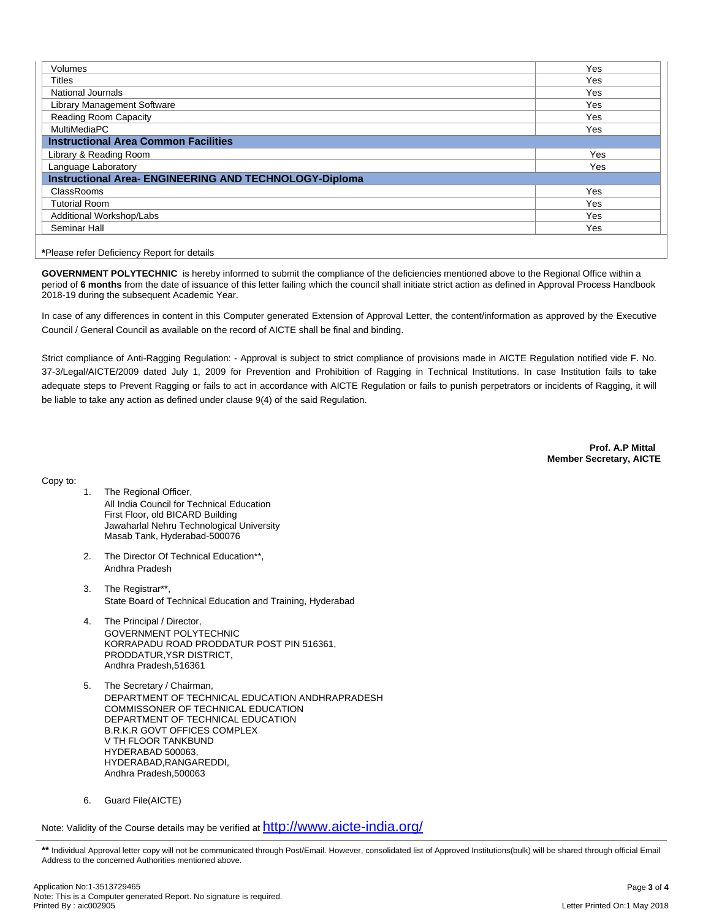| | |
|---|---|
| Volumes | Yes |
| Titles | Yes |
| National Journals | Yes |
| Library Management Software | Yes |
| Reading Room Capacity | Yes |
| MultiMediaPC | Yes |
| **Instructional Area Common Facilities** | |
| Library & Reading Room | Yes |
| Language Laboratory | Yes |
| **Instructional Area- ENGINEERING AND TECHNOLOGY-Diploma** | |
| ClassRooms | Yes |
| Tutorial Room | Yes |
| Additional Workshop/Labs | Yes |
| Seminar Hall | Yes |

***Please refer Deficiency Report for details**

**GOVERNMENT POLYTECHNIC** is hereby informed to submit the compliance of the deficiencies mentioned above to the Regional Office within a period of **6 months** from the date of issuance of this letter failing which the council shall initiate strict action as defined in Approval Process Handbook 2018-19 during the subsequent Academic Year.

In case of any differences in content in this Computer generated Extension of Approval Letter, the content/information as approved by the Executive Council / General Council as available on the record of AICTE shall be final and binding.

Strict compliance of Anti-Ragging Regulation: - Approval is subject to strict compliance of provisions made in AICTE Regulation notified vide F. No. 37-3/Legal/AICTE/2009 dated July 1, 2009 for Prevention and Prohibition of Ragging in Technical Institutions. In case Institution fails to take adequate steps to Prevent Ragging or fails to act in accordance with AICTE Regulation or fails to punish perpetrators or incidents of Ragging, it will be liable to take any action as defined under clause 9(4) of the said Regulation.

**Prof. A.P Mittal**
**Member Secretary, AICTE**

Copy to:

1. The Regional Officer,
   All India Council for Technical Education
   First Floor, old BICARD Building
   Jawaharlal Nehru Technological University
   Masab Tank, Hyderabad-500076

2. The Director Of Technical Education**,
   Andhra Pradesh

3. The Registrar**,
   State Board of Technical Education and Training, Hyderabad

4. The Principal / Director,
   GOVERNMENT POLYTECHNIC
   KORRAPADU ROAD PRODDATUR POST PIN 516361,
   PRODDATUR,YSR DISTRICT,
   Andhra Pradesh,516361

5. The Secretary / Chairman,
   DEPARTMENT OF TECHNICAL EDUCATION ANDHRAPRADESH
   COMMISSONER OF TECHNICAL EDUCATION
   DEPARTMENT OF TECHNICAL EDUCATION
   B.R.K.R GOVT OFFICES COMPLEX
   V TH FLOOR TANKBUND
   HYDERABAD 500063,
   HYDERABAD,RANGAREDDI,
   Andhra Pradesh,500063

6. Guard File(AICTE)

Note: Validity of the Course details may be verified at http://www.aicte-india.org/

**\*\*** Individual Approval letter copy will not be communicated through Post/Email. However, consolidated list of Approved Institutions(bulk) will be shared through official Email Address to the concerned Authorities mentioned above.

Application No:1-3513729465
Note: This is a Computer generated Report. No signature is required.
Printed By : aic002905

Letter Printed On:1 May 2018